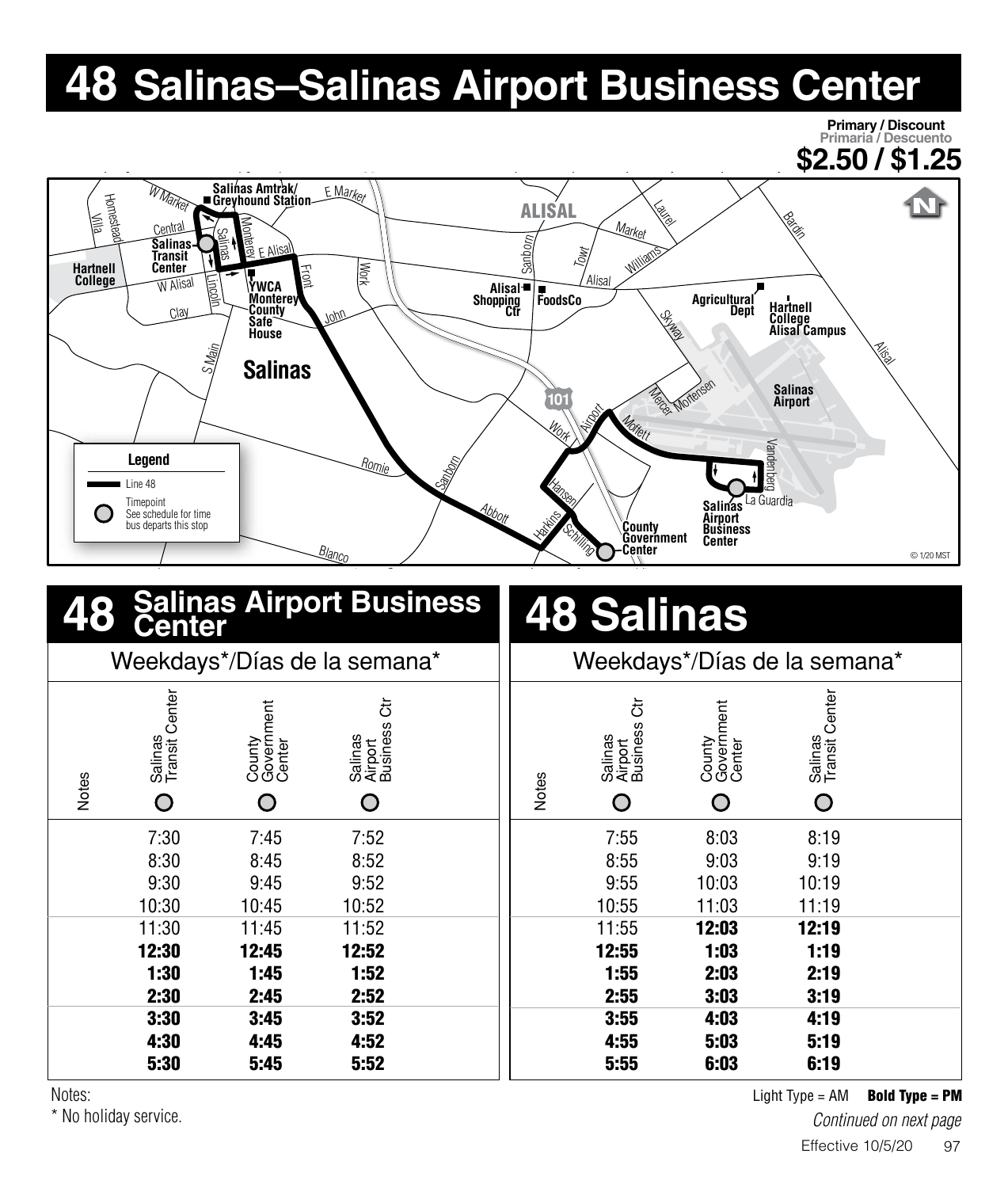# 48 Salinas–Salinas Airport Business Center

**Primary / Discount**
Primaria / Descuento
**$2.50 / $1.25**

Legend
- Line 48
- Timepoint — See schedule for time bus departs this stop

## 48 Salinas Airport Business Center

Weekdays*/Días de la semana*

| Notes | Salinas Transit Center | County Government Center | Salinas Airport Business Ctr |
|---|---|---|---|
| | 7:30 | 7:45 | 7:52 |
| | 8:30 | 8:45 | 8:52 |
| | 9:30 | 9:45 | 9:52 |
| | 10:30 | 10:45 | 10:52 |
| | 11:30 | 11:45 | 11:52 |
| | **12:30** | **12:45** | **12:52** |
| | **1:30** | **1:45** | **1:52** |
| | **2:30** | **2:45** | **2:52** |
| | **3:30** | **3:45** | **3:52** |
| | **4:30** | **4:45** | **4:52** |
| | **5:30** | **5:45** | **5:52** |

## 48 Salinas

Weekdays*/Días de la semana*

| Notes | Salinas Airport Business Ctr | County Government Center | Salinas Transit Center |
|---|---|---|---|
| | 7:55 | 8:03 | 8:19 |
| | 8:55 | 9:03 | 9:19 |
| | 9:55 | 10:03 | 10:19 |
| | 10:55 | 11:03 | 11:19 |
| | 11:55 | **12:03** | **12:19** |
| | **12:55** | **1:03** | **1:19** |
| | **1:55** | **2:03** | **2:19** |
| | **2:55** | **3:03** | **3:19** |
| | **3:55** | **4:03** | **4:19** |
| | **4:55** | **5:03** | **5:19** |
| | **5:55** | **6:03** | **6:19** |

Notes:
* No holiday service.

Light Type = AM **Bold Type = PM**

*Continued on next page*

Effective 10/5/20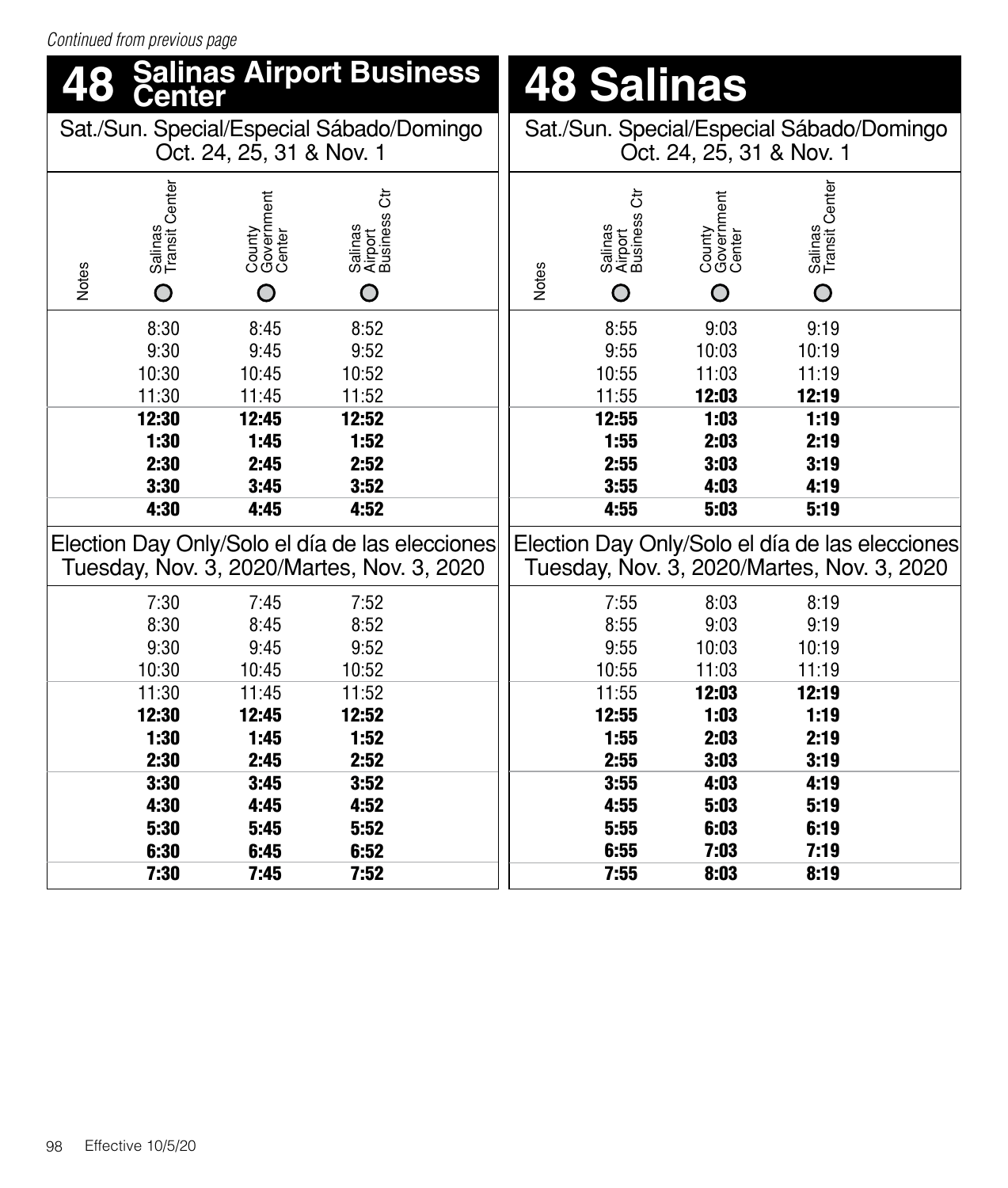*Continued from previous page*

# 48 Salinas Airport Business Center

Sat./Sun. Special/Especial Sábado/Domingo
Oct. 24, 25, 31 & Nov. 1

| Notes | Salinas Transit Center | County Government Center | Salinas Airport Business Ctr |
|---|---|---|---|
| | 8:30 | 8:45 | 8:52 |
| | 9:30 | 9:45 | 9:52 |
| | 10:30 | 10:45 | 10:52 |
| | 11:30 | 11:45 | 11:52 |
| | **12:30** | **12:45** | **12:52** |
| | **1:30** | **1:45** | **1:52** |
| | **2:30** | **2:45** | **2:52** |
| | **3:30** | **3:45** | **3:52** |
| | **4:30** | **4:45** | **4:52** |

Election Day Only/Solo el día de las elecciones
Tuesday, Nov. 3, 2020/Martes, Nov. 3, 2020

| Notes | Salinas Transit Center | County Government Center | Salinas Airport Business Ctr |
|---|---|---|---|
| | 7:30 | 7:45 | 7:52 |
| | 8:30 | 8:45 | 8:52 |
| | 9:30 | 9:45 | 9:52 |
| | 10:30 | 10:45 | 10:52 |
| | 11:30 | 11:45 | 11:52 |
| | **12:30** | **12:45** | **12:52** |
| | **1:30** | **1:45** | **1:52** |
| | **2:30** | **2:45** | **2:52** |
| | **3:30** | **3:45** | **3:52** |
| | **4:30** | **4:45** | **4:52** |
| | **5:30** | **5:45** | **5:52** |
| | **6:30** | **6:45** | **6:52** |
| | **7:30** | **7:45** | **7:52** |

# 48 Salinas

Sat./Sun. Special/Especial Sábado/Domingo
Oct. 24, 25, 31 & Nov. 1

| Notes | Salinas Airport Business Ctr | County Government Center | Salinas Transit Center |
|---|---|---|---|
| | 8:55 | 9:03 | 9:19 |
| | 9:55 | 10:03 | 10:19 |
| | 10:55 | 11:03 | 11:19 |
| | 11:55 | **12:03** | **12:19** |
| | **12:55** | **1:03** | **1:19** |
| | **1:55** | **2:03** | **2:19** |
| | **2:55** | **3:03** | **3:19** |
| | **3:55** | **4:03** | **4:19** |
| | **4:55** | **5:03** | **5:19** |

Election Day Only/Solo el día de las elecciones
Tuesday, Nov. 3, 2020/Martes, Nov. 3, 2020

| Notes | Salinas Airport Business Ctr | County Government Center | Salinas Transit Center |
|---|---|---|---|
| | 7:55 | 8:03 | 8:19 |
| | 8:55 | 9:03 | 9:19 |
| | 9:55 | 10:03 | 10:19 |
| | 10:55 | 11:03 | 11:19 |
| | 11:55 | **12:03** | **12:19** |
| | **12:55** | **1:03** | **1:19** |
| | **1:55** | **2:03** | **2:19** |
| | **2:55** | **3:03** | **3:19** |
| | **3:55** | **4:03** | **4:19** |
| | **4:55** | **5:03** | **5:19** |
| | **5:55** | **6:03** | **6:19** |
| | **6:55** | **7:03** | **7:19** |
| | **7:55** | **8:03** | **8:19** |

Effective 10/5/20